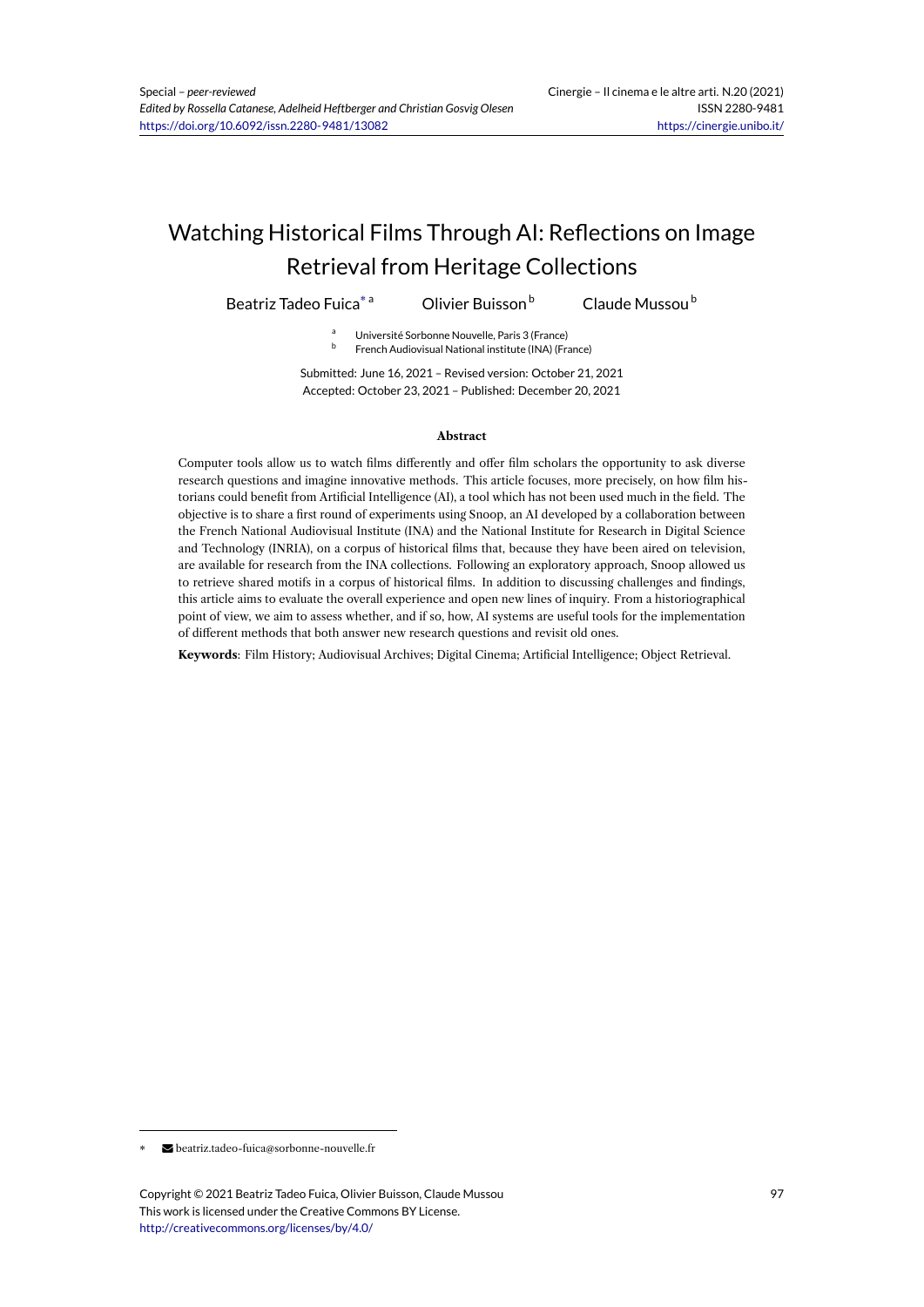Special – *peer-reviewed*
*Edited by Rossella Catanese, Adelheid Heftberger and Christian Gosvig Olesen*
https://doi.org/10.6092/issn.2280-9481/13082

Cinergie – Il cinema e le altre arti. N.20 (2021)
ISSN 2280-9481
https://cinergie.unibo.it/

# Watching Historical Films Through AI: Reflections on Image Retrieval from Heritage Collections

Beatriz Tadeo Fuica[*][a] Olivier Buisson[b] Claude Mussou[b]

[a] Université Sorbonne Nouvelle, Paris 3 (France)
[b] French Audiovisual National institute (INA) (France)

Submitted: June 16, 2021 – Revised version: October 21, 2021
Accepted: October 23, 2021 – Published: December 20, 2021

### Abstract

Computer tools allow us to watch films differently and offer film scholars the opportunity to ask diverse research questions and imagine innovative methods. This article focuses, more precisely, on how film historians could benefit from Artificial Intelligence (AI), a tool which has not been used much in the field. The objective is to share a first round of experiments using Snoop, an AI developed by a collaboration between the French National Audiovisual Institute (INA) and the National Institute for Research in Digital Science and Technology (INRIA), on a corpus of historical films that, because they have been aired on television, are available for research from the INA collections. Following an exploratory approach, Snoop allowed us to retrieve shared motifs in a corpus of historical films. In addition to discussing challenges and findings, this article aims to evaluate the overall experience and open new lines of inquiry. From a historiographical point of view, we aim to assess whether, and if so, how, AI systems are useful tools for the implementation of different methods that both answer new research questions and revisit old ones.

**Keywords**: Film History; Audiovisual Archives; Digital Cinema; Artificial Intelligence; Object Retrieval.

[*] beatriz.tadeo-fuica@sorbonne-nouvelle.fr

Copyright © 2021 Beatriz Tadeo Fuica, Olivier Buisson, Claude Mussou
This work is licensed under the Creative Commons BY License.
http://creativecommons.org/licenses/by/4.0/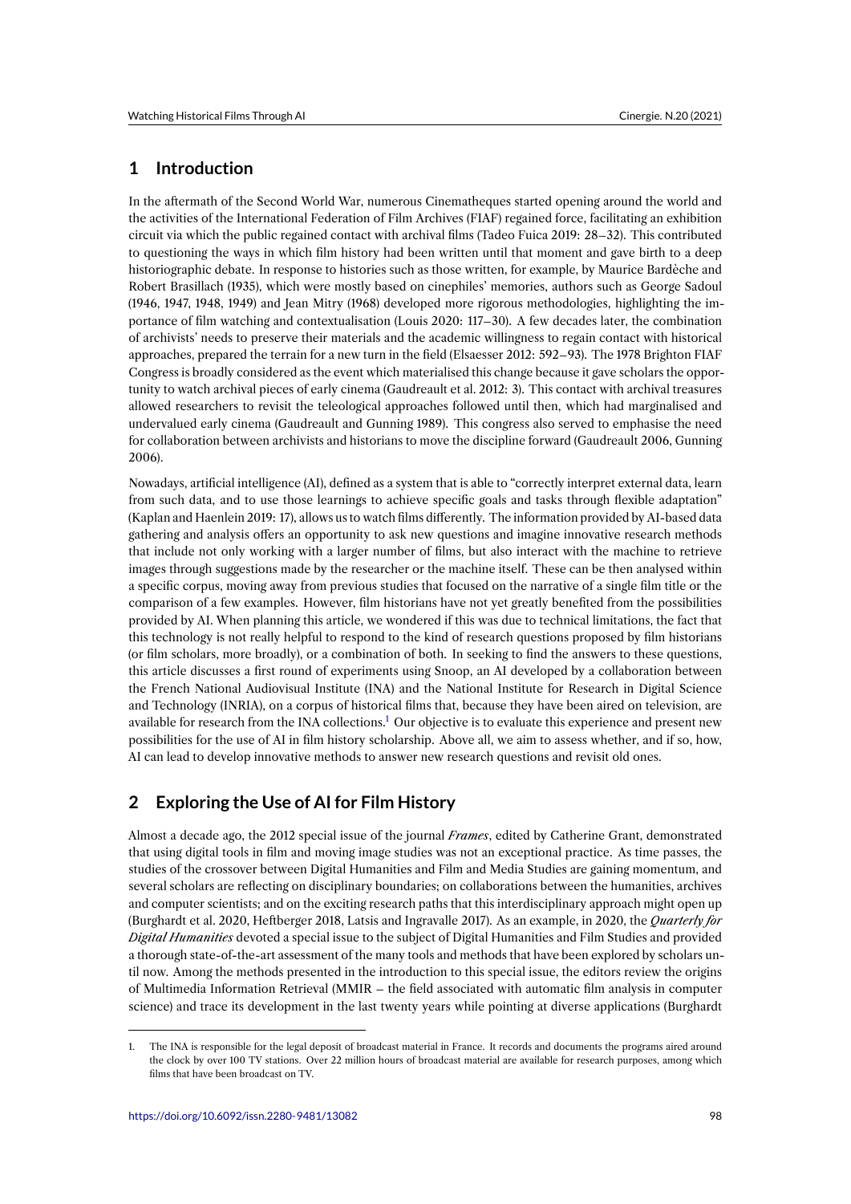## 1 Introduction

In the aftermath of the Second World War, numerous Cinematheques started opening around the world and the activities of the International Federation of Film Archives (FIAF) regained force, facilitating an exhibition circuit via which the public regained contact with archival films (Tadeo Fuica 2019: 28–32). This contributed to questioning the ways in which film history had been written until that moment and gave birth to a deep historiographic debate. In response to histories such as those written, for example, by Maurice Bardèche and Robert Brasillach (1935), which were mostly based on cinephiles' memories, authors such as George Sadoul (1946, 1947, 1948, 1949) and Jean Mitry (1968) developed more rigorous methodologies, highlighting the importance of film watching and contextualisation (Louis 2020: 117–30). A few decades later, the combination of archivists' needs to preserve their materials and the academic willingness to regain contact with historical approaches, prepared the terrain for a new turn in the field (Elsaesser 2012: 592–93). The 1978 Brighton FIAF Congress is broadly considered as the event which materialised this change because it gave scholars the opportunity to watch archival pieces of early cinema (Gaudreault et al. 2012: 3). This contact with archival treasures allowed researchers to revisit the teleological approaches followed until then, which had marginalised and undervalued early cinema (Gaudreault and Gunning 1989). This congress also served to emphasise the need for collaboration between archivists and historians to move the discipline forward (Gaudreault 2006, Gunning 2006).

Nowadays, artificial intelligence (AI), defined as a system that is able to "correctly interpret external data, learn from such data, and to use those learnings to achieve specific goals and tasks through flexible adaptation" (Kaplan and Haenlein 2019: 17), allows us to watch films differently. The information provided by AI-based data gathering and analysis offers an opportunity to ask new questions and imagine innovative research methods that include not only working with a larger number of films, but also interact with the machine to retrieve images through suggestions made by the researcher or the machine itself. These can be then analysed within a specific corpus, moving away from previous studies that focused on the narrative of a single film title or the comparison of a few examples. However, film historians have not yet greatly benefited from the possibilities provided by AI. When planning this article, we wondered if this was due to technical limitations, the fact that this technology is not really helpful to respond to the kind of research questions proposed by film historians (or film scholars, more broadly), or a combination of both. In seeking to find the answers to these questions, this article discusses a first round of experiments using Snoop, an AI developed by a collaboration between the French National Audiovisual Institute (INA) and the National Institute for Research in Digital Science and Technology (INRIA), on a corpus of historical films that, because they have been aired on television, are available for research from the INA collections.[1] Our objective is to evaluate this experience and present new possibilities for the use of AI in film history scholarship. Above all, we aim to assess whether, and if so, how, AI can lead to develop innovative methods to answer new research questions and revisit old ones.

## 2 Exploring the Use of AI for Film History

Almost a decade ago, the 2012 special issue of the journal *Frames*, edited by Catherine Grant, demonstrated that using digital tools in film and moving image studies was not an exceptional practice. As time passes, the studies of the crossover between Digital Humanities and Film and Media Studies are gaining momentum, and several scholars are reflecting on disciplinary boundaries; on collaborations between the humanities, archives and computer scientists; and on the exciting research paths that this interdisciplinary approach might open up (Burghardt et al. 2020, Heftberger 2018, Latsis and Ingravalle 2017). As an example, in 2020, the *Quarterly for Digital Humanities* devoted a special issue to the subject of Digital Humanities and Film Studies and provided a thorough state-of-the-art assessment of the many tools and methods that have been explored by scholars until now. Among the methods presented in the introduction to this special issue, the editors review the origins of Multimedia Information Retrieval (MMIR – the field associated with automatic film analysis in computer science) and trace its development in the last twenty years while pointing at diverse applications (Burghardt

1. The INA is responsible for the legal deposit of broadcast material in France. It records and documents the programs aired around the clock by over 100 TV stations. Over 22 million hours of broadcast material are available for research purposes, among which films that have been broadcast on TV.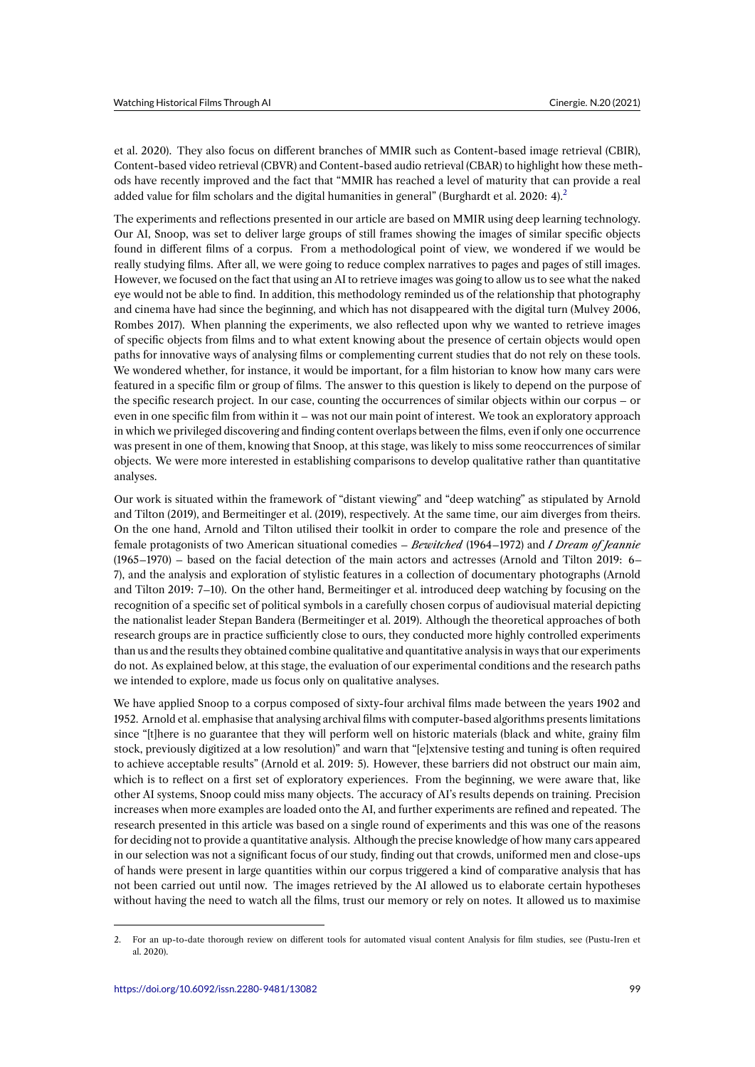et al. 2020). They also focus on different branches of MMIR such as Content-based image retrieval (CBIR), Content-based video retrieval (CBVR) and Content-based audio retrieval (CBAR) to highlight how these methods have recently improved and the fact that "MMIR has reached a level of maturity that can provide a real added value for film scholars and the digital humanities in general" (Burghardt et al. 2020: 4).[2]

The experiments and reflections presented in our article are based on MMIR using deep learning technology. Our AI, Snoop, was set to deliver large groups of still frames showing the images of similar specific objects found in different films of a corpus. From a methodological point of view, we wondered if we would be really studying films. After all, we were going to reduce complex narratives to pages and pages of still images. However, we focused on the fact that using an AI to retrieve images was going to allow us to see what the naked eye would not be able to find. In addition, this methodology reminded us of the relationship that photography and cinema have had since the beginning, and which has not disappeared with the digital turn (Mulvey 2006, Rombes 2017). When planning the experiments, we also reflected upon why we wanted to retrieve images of specific objects from films and to what extent knowing about the presence of certain objects would open paths for innovative ways of analysing films or complementing current studies that do not rely on these tools. We wondered whether, for instance, it would be important, for a film historian to know how many cars were featured in a specific film or group of films. The answer to this question is likely to depend on the purpose of the specific research project. In our case, counting the occurrences of similar objects within our corpus – or even in one specific film from within it – was not our main point of interest. We took an exploratory approach in which we privileged discovering and finding content overlaps between the films, even if only one occurrence was present in one of them, knowing that Snoop, at this stage, was likely to miss some reoccurrences of similar objects. We were more interested in establishing comparisons to develop qualitative rather than quantitative analyses.

Our work is situated within the framework of "distant viewing" and "deep watching" as stipulated by Arnold and Tilton (2019), and Bermeitinger et al. (2019), respectively. At the same time, our aim diverges from theirs. On the one hand, Arnold and Tilton utilised their toolkit in order to compare the role and presence of the female protagonists of two American situational comedies – *Bewitched* (1964–1972) and *I Dream of Jeannie* (1965–1970) – based on the facial detection of the main actors and actresses (Arnold and Tilton 2019: 6–7), and the analysis and exploration of stylistic features in a collection of documentary photographs (Arnold and Tilton 2019: 7–10). On the other hand, Bermeitinger et al. introduced deep watching by focusing on the recognition of a specific set of political symbols in a carefully chosen corpus of audiovisual material depicting the nationalist leader Stepan Bandera (Bermeitinger et al. 2019). Although the theoretical approaches of both research groups are in practice sufficiently close to ours, they conducted more highly controlled experiments than us and the results they obtained combine qualitative and quantitative analysis in ways that our experiments do not. As explained below, at this stage, the evaluation of our experimental conditions and the research paths we intended to explore, made us focus only on qualitative analyses.

We have applied Snoop to a corpus composed of sixty-four archival films made between the years 1902 and 1952. Arnold et al. emphasise that analysing archival films with computer-based algorithms presents limitations since "[t]here is no guarantee that they will perform well on historic materials (black and white, grainy film stock, previously digitized at a low resolution)" and warn that "[e]xtensive testing and tuning is often required to achieve acceptable results" (Arnold et al. 2019: 5). However, these barriers did not obstruct our main aim, which is to reflect on a first set of exploratory experiences. From the beginning, we were aware that, like other AI systems, Snoop could miss many objects. The accuracy of AI's results depends on training. Precision increases when more examples are loaded onto the AI, and further experiments are refined and repeated. The research presented in this article was based on a single round of experiments and this was one of the reasons for deciding not to provide a quantitative analysis. Although the precise knowledge of how many cars appeared in our selection was not a significant focus of our study, finding out that crowds, uniformed men and close-ups of hands were present in large quantities within our corpus triggered a kind of comparative analysis that has not been carried out until now. The images retrieved by the AI allowed us to elaborate certain hypotheses without having the need to watch all the films, trust our memory or rely on notes. It allowed us to maximise

2. For an up-to-date thorough review on different tools for automated visual content Analysis for film studies, see (Pustu-Iren et al. 2020).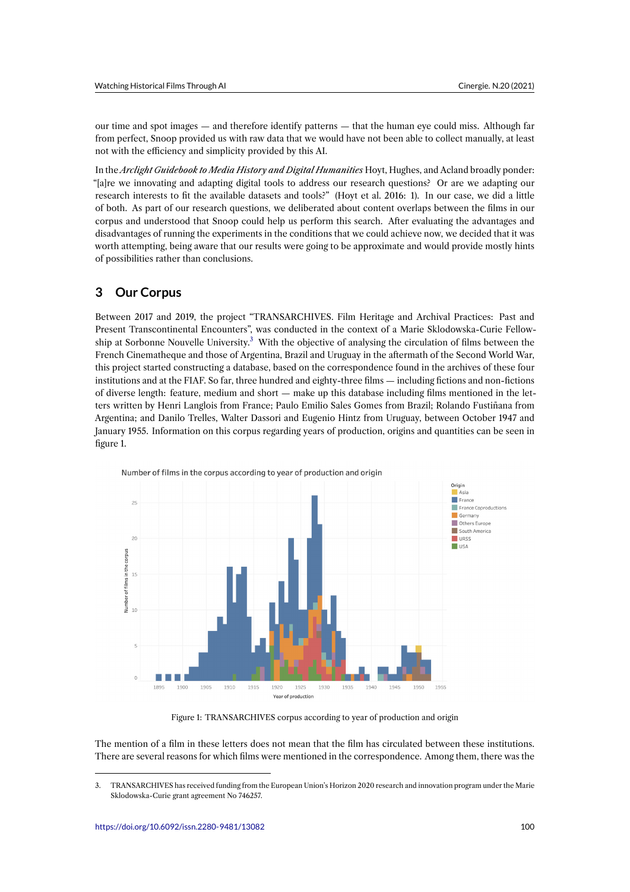our time and spot images — and therefore identify patterns — that the human eye could miss. Although far from perfect, Snoop provided us with raw data that we would have not been able to collect manually, at least not with the efficiency and simplicity provided by this AI.

In the *Arclight Guidebook to Media History and Digital Humanities* Hoyt, Hughes, and Acland broadly ponder: “[a]re we innovating and adapting digital tools to address our research questions? Or are we adapting our research interests to fit the available datasets and tools?” (Hoyt et al. 2016: 1). In our case, we did a little of both. As part of our research questions, we deliberated about content overlaps between the films in our corpus and understood that Snoop could help us perform this search. After evaluating the advantages and disadvantages of running the experiments in the conditions that we could achieve now, we decided that it was worth attempting, being aware that our results were going to be approximate and would provide mostly hints of possibilities rather than conclusions.

## 3 Our Corpus

Between 2017 and 2019, the project “TRANSARCHIVES. Film Heritage and Archival Practices: Past and Present Transcontinental Encounters”, was conducted in the context of a Marie Sklodowska-Curie Fellowship at Sorbonne Nouvelle University.[3] With the objective of analysing the circulation of films between the French Cinematheque and those of Argentina, Brazil and Uruguay in the aftermath of the Second World War, this project started constructing a database, based on the correspondence found in the archives of these four institutions and at the FIAF. So far, three hundred and eighty-three films — including fictions and non-fictions of diverse length: feature, medium and short — make up this database including films mentioned in the letters written by Henri Langlois from France; Paulo Emilio Sales Gomes from Brazil; Rolando Fustiñana from Argentina; and Danilo Trelles, Walter Dassori and Eugenio Hintz from Uruguay, between October 1947 and January 1955. Information on this corpus regarding years of production, origins and quantities can be seen in figure 1.

Number of films in the corpus according to year of production and origin

Origin
Asia
France
France Coproductions
Germany
Others Europe
South America
URSS
USA

Number of films in the corpus
0
5
10
15
20
25

1895 1900 1905 1910 1915 1920 1925 1930 1935 1940 1945 1950 1955
Year of production

Figure 1: TRANSARCHIVES corpus according to year of production and origin

The mention of a film in these letters does not mean that the film has circulated between these institutions. There are several reasons for which films were mentioned in the correspondence. Among them, there was the

3. TRANSARCHIVES has received funding from the European Union’s Horizon 2020 research and innovation program under the Marie Sklodowska-Curie grant agreement No 746257.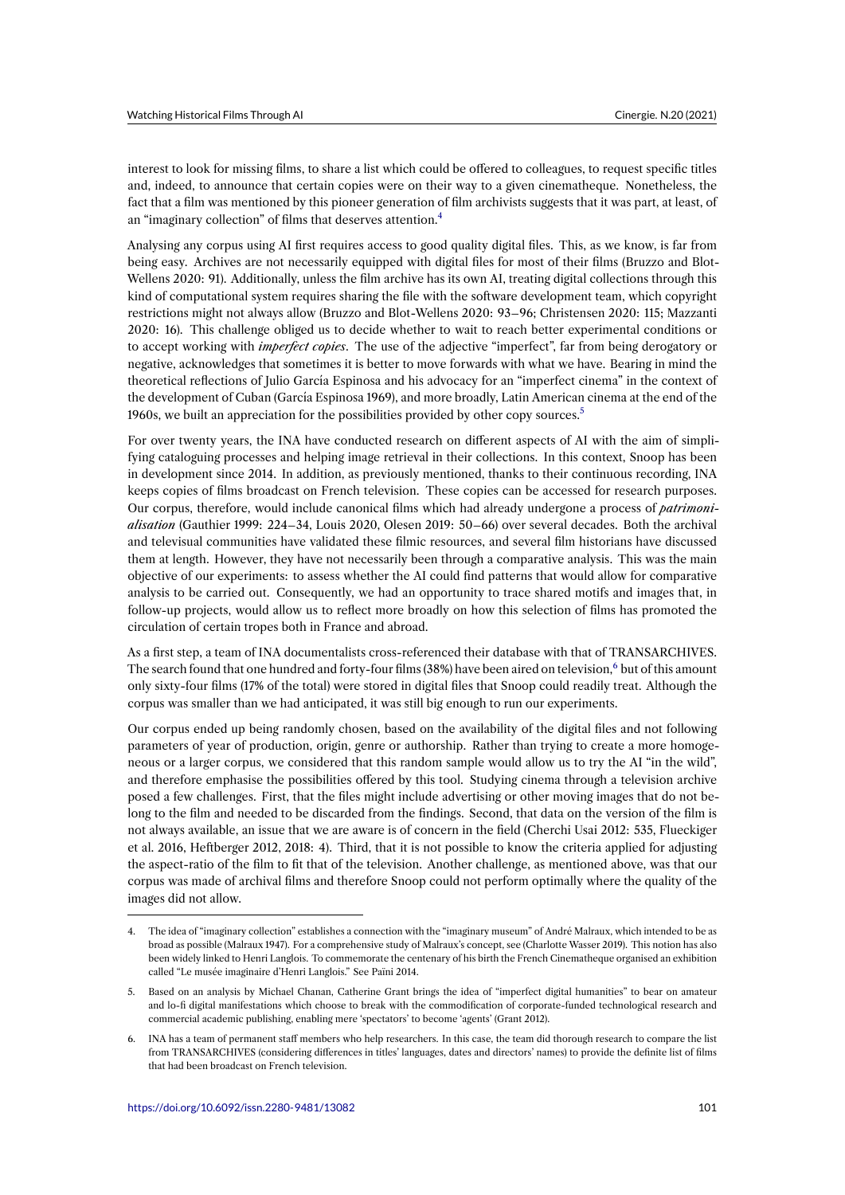interest to look for missing films, to share a list which could be offered to colleagues, to request specific titles and, indeed, to announce that certain copies were on their way to a given cinematheque. Nonetheless, the fact that a film was mentioned by this pioneer generation of film archivists suggests that it was part, at least, of an "imaginary collection" of films that deserves attention.[4]

Analysing any corpus using AI first requires access to good quality digital files. This, as we know, is far from being easy. Archives are not necessarily equipped with digital files for most of their films (Bruzzo and Blot-Wellens 2020: 91). Additionally, unless the film archive has its own AI, treating digital collections through this kind of computational system requires sharing the file with the software development team, which copyright restrictions might not always allow (Bruzzo and Blot-Wellens 2020: 93–96; Christensen 2020: 115; Mazzanti 2020: 16). This challenge obliged us to decide whether to wait to reach better experimental conditions or to accept working with *imperfect copies*. The use of the adjective "imperfect", far from being derogatory or negative, acknowledges that sometimes it is better to move forwards with what we have. Bearing in mind the theoretical reflections of Julio García Espinosa and his advocacy for an "imperfect cinema" in the context of the development of Cuban (García Espinosa 1969), and more broadly, Latin American cinema at the end of the 1960s, we built an appreciation for the possibilities provided by other copy sources.[5]

For over twenty years, the INA have conducted research on different aspects of AI with the aim of simplifying cataloguing processes and helping image retrieval in their collections. In this context, Snoop has been in development since 2014. In addition, as previously mentioned, thanks to their continuous recording, INA keeps copies of films broadcast on French television. These copies can be accessed for research purposes. Our corpus, therefore, would include canonical films which had already undergone a process of *patrimonialisation* (Gauthier 1999: 224–34, Louis 2020, Olesen 2019: 50–66) over several decades. Both the archival and televisual communities have validated these filmic resources, and several film historians have discussed them at length. However, they have not necessarily been through a comparative analysis. This was the main objective of our experiments: to assess whether the AI could find patterns that would allow for comparative analysis to be carried out. Consequently, we had an opportunity to trace shared motifs and images that, in follow-up projects, would allow us to reflect more broadly on how this selection of films has promoted the circulation of certain tropes both in France and abroad.

As a first step, a team of INA documentalists cross-referenced their database with that of TRANSARCHIVES. The search found that one hundred and forty-four films (38%) have been aired on television,[6] but of this amount only sixty-four films (17% of the total) were stored in digital files that Snoop could readily treat. Although the corpus was smaller than we had anticipated, it was still big enough to run our experiments.

Our corpus ended up being randomly chosen, based on the availability of the digital files and not following parameters of year of production, origin, genre or authorship. Rather than trying to create a more homogeneous or a larger corpus, we considered that this random sample would allow us to try the AI "in the wild", and therefore emphasise the possibilities offered by this tool. Studying cinema through a television archive posed a few challenges. First, that the files might include advertising or other moving images that do not belong to the film and needed to be discarded from the findings. Second, that data on the version of the film is not always available, an issue that we are aware is of concern in the field (Cherchi Usai 2012: 535, Flueckiger et al. 2016, Heftberger 2012, 2018: 4). Third, that it is not possible to know the criteria applied for adjusting the aspect-ratio of the film to fit that of the television. Another challenge, as mentioned above, was that our corpus was made of archival films and therefore Snoop could not perform optimally where the quality of the images did not allow.

---

4. The idea of "imaginary collection" establishes a connection with the "imaginary museum" of André Malraux, which intended to be as broad as possible (Malraux 1947). For a comprehensive study of Malraux's concept, see (Charlotte Wasser 2019). This notion has also been widely linked to Henri Langlois. To commemorate the centenary of his birth the French Cinematheque organised an exhibition called "Le musée imaginaire d'Henri Langlois." See Païni 2014.

5. Based on an analysis by Michael Chanan, Catherine Grant brings the idea of "imperfect digital humanities" to bear on amateur and lo-fi digital manifestations which choose to break with the commodification of corporate-funded technological research and commercial academic publishing, enabling mere 'spectators' to become 'agents' (Grant 2012).

6. INA has a team of permanent staff members who help researchers. In this case, the team did thorough research to compare the list from TRANSARCHIVES (considering differences in titles' languages, dates and directors' names) to provide the definite list of films that had been broadcast on French television.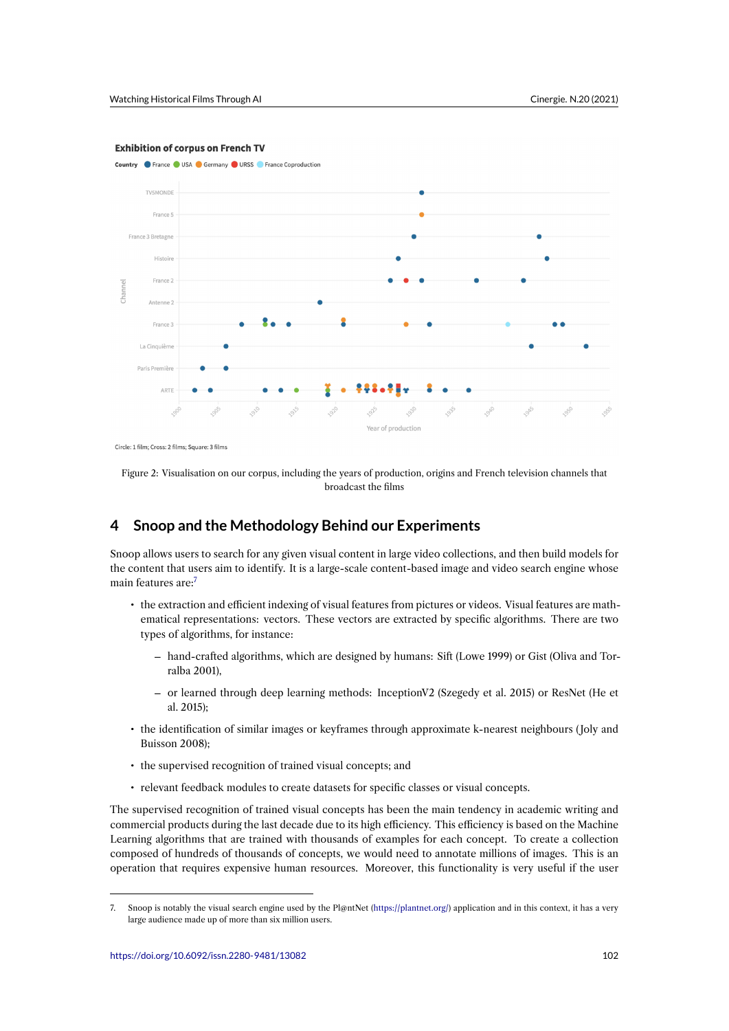Exhibition of corpus on French TV

Country ● France ● USA ● Germany ● URSS ● France Coproduction

Channel

TV5MONDE
France 5
France 3 Bretagne
Histoire
France 2
Antenne 2
France 3
La Cinquième
Paris Première
ARTE

1900 1905 1910 1915 1920 1925 1930 1935 1940 1945 1950 1955

Year of production

Circle: 1 film; Cross: 2 films; Square: 3 films

Figure 2: Visualisation on our corpus, including the years of production, origins and French television channels that broadcast the films

## 4 Snoop and the Methodology Behind our Experiments

Snoop allows users to search for any given visual content in large video collections, and then build models for the content that users aim to identify. It is a large-scale content-based image and video search engine whose main features are:[7]

- the extraction and efficient indexing of visual features from pictures or videos. Visual features are mathematical representations: vectors. These vectors are extracted by specific algorithms. There are two types of algorithms, for instance:
  - hand-crafted algorithms, which are designed by humans: Sift (Lowe 1999) or Gist (Oliva and Torralba 2001),
  - or learned through deep learning methods: InceptionV2 (Szegedy et al. 2015) or ResNet (He et al. 2015);
- the identification of similar images or keyframes through approximate k-nearest neighbours (Joly and Buisson 2008);
- the supervised recognition of trained visual concepts; and
- relevant feedback modules to create datasets for specific classes or visual concepts.

The supervised recognition of trained visual concepts has been the main tendency in academic writing and commercial products during the last decade due to its high efficiency. This efficiency is based on the Machine Learning algorithms that are trained with thousands of examples for each concept. To create a collection composed of hundreds of thousands of concepts, we would need to annotate millions of images. This is an operation that requires expensive human resources. Moreover, this functionality is very useful if the user

7. Snoop is notably the visual search engine used by the Pl@ntNet (https://plantnet.org/) application and in this context, it has a very large audience made up of more than six million users.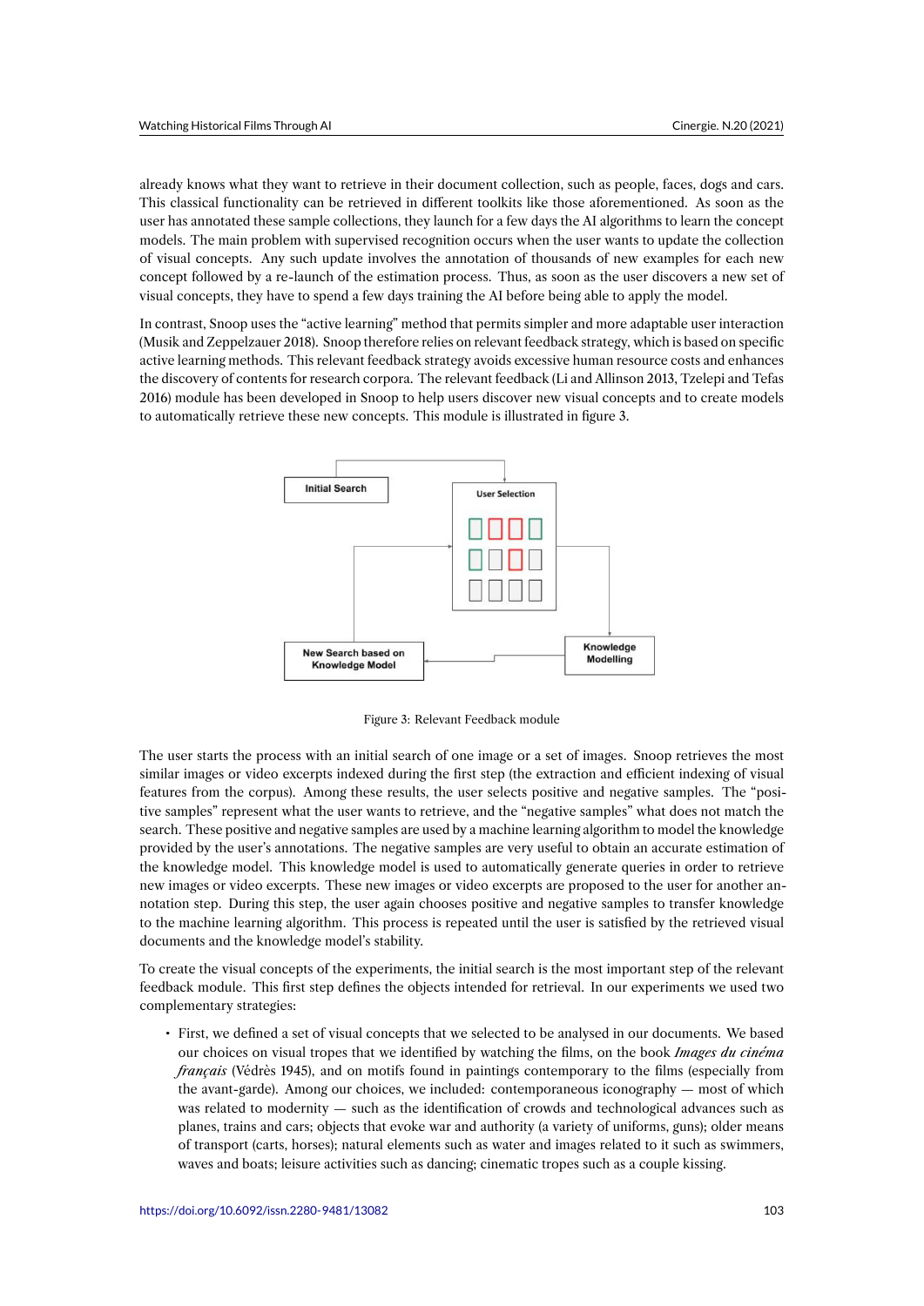already knows what they want to retrieve in their document collection, such as people, faces, dogs and cars. This classical functionality can be retrieved in different toolkits like those aforementioned. As soon as the user has annotated these sample collections, they launch for a few days the AI algorithms to learn the concept models. The main problem with supervised recognition occurs when the user wants to update the collection of visual concepts. Any such update involves the annotation of thousands of new examples for each new concept followed by a re-launch of the estimation process. Thus, as soon as the user discovers a new set of visual concepts, they have to spend a few days training the AI before being able to apply the model.

In contrast, Snoop uses the "active learning" method that permits simpler and more adaptable user interaction (Musik and Zeppelzauer 2018). Snoop therefore relies on relevant feedback strategy, which is based on specific active learning methods. This relevant feedback strategy avoids excessive human resource costs and enhances the discovery of contents for research corpora. The relevant feedback (Li and Allinson 2013, Tzelepi and Tefas 2016) module has been developed in Snoop to help users discover new visual concepts and to create models to automatically retrieve these new concepts. This module is illustrated in figure 3.

Initial Search

User Selection

New Search based on Knowledge Model

Knowledge Modelling

Figure 3: Relevant Feedback module

The user starts the process with an initial search of one image or a set of images. Snoop retrieves the most similar images or video excerpts indexed during the first step (the extraction and efficient indexing of visual features from the corpus). Among these results, the user selects positive and negative samples. The "positive samples" represent what the user wants to retrieve, and the "negative samples" what does not match the search. These positive and negative samples are used by a machine learning algorithm to model the knowledge provided by the user's annotations. The negative samples are very useful to obtain an accurate estimation of the knowledge model. This knowledge model is used to automatically generate queries in order to retrieve new images or video excerpts. These new images or video excerpts are proposed to the user for another annotation step. During this step, the user again chooses positive and negative samples to transfer knowledge to the machine learning algorithm. This process is repeated until the user is satisfied by the retrieved visual documents and the knowledge model's stability.

To create the visual concepts of the experiments, the initial search is the most important step of the relevant feedback module. This first step defines the objects intended for retrieval. In our experiments we used two complementary strategies:

- First, we defined a set of visual concepts that we selected to be analysed in our documents. We based our choices on visual tropes that we identified by watching the films, on the book *Images du cinéma français* (Védrès 1945), and on motifs found in paintings contemporary to the films (especially from the avant-garde). Among our choices, we included: contemporaneous iconography — most of which was related to modernity — such as the identification of crowds and technological advances such as planes, trains and cars; objects that evoke war and authority (a variety of uniforms, guns); older means of transport (carts, horses); natural elements such as water and images related to it such as swimmers, waves and boats; leisure activities such as dancing; cinematic tropes such as a couple kissing.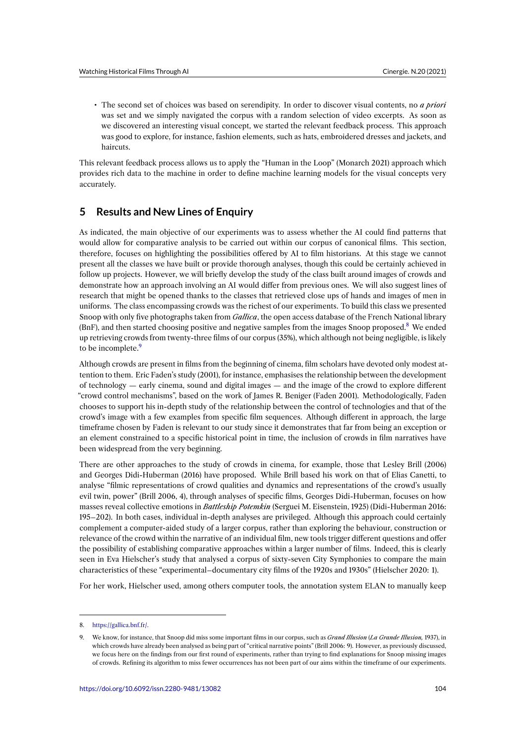- The second set of choices was based on serendipity. In order to discover visual contents, no *a priori* was set and we simply navigated the corpus with a random selection of video excerpts. As soon as we discovered an interesting visual concept, we started the relevant feedback process. This approach was good to explore, for instance, fashion elements, such as hats, embroidered dresses and jackets, and haircuts.

This relevant feedback process allows us to apply the "Human in the Loop" (Monarch 2021) approach which provides rich data to the machine in order to define machine learning models for the visual concepts very accurately.

## 5 Results and New Lines of Enquiry

As indicated, the main objective of our experiments was to assess whether the AI could find patterns that would allow for comparative analysis to be carried out within our corpus of canonical films. This section, therefore, focuses on highlighting the possibilities offered by AI to film historians. At this stage we cannot present all the classes we have built or provide thorough analyses, though this could be certainly achieved in follow up projects. However, we will briefly develop the study of the class built around images of crowds and demonstrate how an approach involving an AI would differ from previous ones. We will also suggest lines of research that might be opened thanks to the classes that retrieved close ups of hands and images of men in uniforms. The class encompassing crowds was the richest of our experiments. To build this class we presented Snoop with only five photographs taken from *Gallica*, the open access database of the French National library (BnF), and then started choosing positive and negative samples from the images Snoop proposed.[8] We ended up retrieving crowds from twenty-three films of our corpus (35%), which although not being negligible, is likely to be incomplete.[9]

Although crowds are present in films from the beginning of cinema, film scholars have devoted only modest attention to them. Eric Faden's study (2001), for instance, emphasises the relationship between the development of technology — early cinema, sound and digital images — and the image of the crowd to explore different "crowd control mechanisms", based on the work of James R. Beniger (Faden 2001). Methodologically, Faden chooses to support his in-depth study of the relationship between the control of technologies and that of the crowd's image with a few examples from specific film sequences. Although different in approach, the large timeframe chosen by Faden is relevant to our study since it demonstrates that far from being an exception or an element constrained to a specific historical point in time, the inclusion of crowds in film narratives have been widespread from the very beginning.

There are other approaches to the study of crowds in cinema, for example, those that Lesley Brill (2006) and Georges Didi-Huberman (2016) have proposed. While Brill based his work on that of Elias Canetti, to analyse "filmic representations of crowd qualities and dynamics and representations of the crowd's usually evil twin, power" (Brill 2006, 4), through analyses of specific films, Georges Didi-Huberman, focuses on how masses reveal collective emotions in *Battleship Potemkin* (Serguei M. Eisenstein, 1925) (Didi-Huberman 2016: 195–202). In both cases, individual in-depth analyses are privileged. Although this approach could certainly complement a computer-aided study of a larger corpus, rather than exploring the behaviour, construction or relevance of the crowd within the narrative of an individual film, new tools trigger different questions and offer the possibility of establishing comparative approaches within a larger number of films. Indeed, this is clearly seen in Eva Hielscher's study that analysed a corpus of sixty-seven City Symphonies to compare the main characteristics of these "experimental–documentary city films of the 1920s and 1930s" (Hielscher 2020: 1).

For her work, Hielscher used, among others computer tools, the annotation system ELAN to manually keep

8. https://gallica.bnf.fr/.

9. We know, for instance, that Snoop did miss some important films in our corpus, such as *Grand Illusion* (*La Grande Illusion*, 1937), in which crowds have already been analysed as being part of "critical narrative points" (Brill 2006: 9). However, as previously discussed, we focus here on the findings from our first round of experiments, rather than trying to find explanations for Snoop missing images of crowds. Refining its algorithm to miss fewer occurrences has not been part of our aims within the timeframe of our experiments.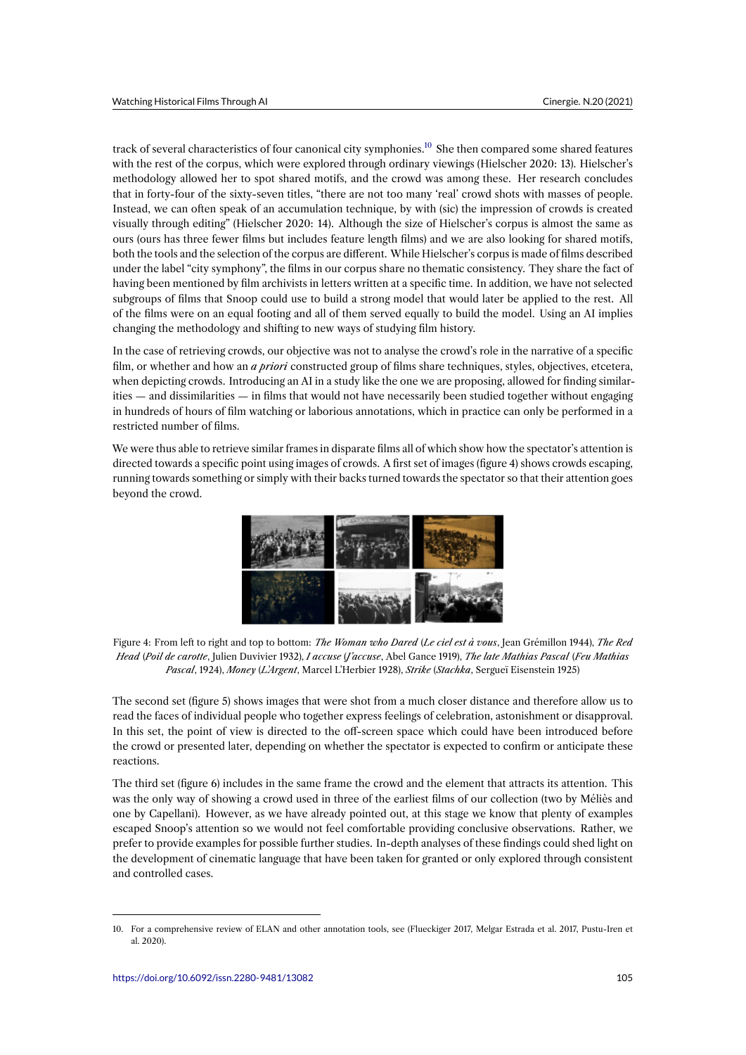track of several characteristics of four canonical city symphonies.[10] She then compared some shared features with the rest of the corpus, which were explored through ordinary viewings (Hielscher 2020: 13). Hielscher's methodology allowed her to spot shared motifs, and the crowd was among these. Her research concludes that in forty-four of the sixty-seven titles, "there are not too many 'real' crowd shots with masses of people. Instead, we can often speak of an accumulation technique, by with (sic) the impression of crowds is created visually through editing" (Hielscher 2020: 14). Although the size of Hielscher's corpus is almost the same as ours (ours has three fewer films but includes feature length films) and we are also looking for shared motifs, both the tools and the selection of the corpus are different. While Hielscher's corpus is made of films described under the label "city symphony", the films in our corpus share no thematic consistency. They share the fact of having been mentioned by film archivists in letters written at a specific time. In addition, we have not selected subgroups of films that Snoop could use to build a strong model that would later be applied to the rest. All of the films were on an equal footing and all of them served equally to build the model. Using an AI implies changing the methodology and shifting to new ways of studying film history.

In the case of retrieving crowds, our objective was not to analyse the crowd's role in the narrative of a specific film, or whether and how an ***a priori*** constructed group of films share techniques, styles, objectives, etcetera, when depicting crowds. Introducing an AI in a study like the one we are proposing, allowed for finding similarities — and dissimilarities — in films that would not have necessarily been studied together without engaging in hundreds of hours of film watching or laborious annotations, which in practice can only be performed in a restricted number of films.

We were thus able to retrieve similar frames in disparate films all of which show how the spectator's attention is directed towards a specific point using images of crowds. A first set of images (figure 4) shows crowds escaping, running towards something or simply with their backs turned towards the spectator so that their attention goes beyond the crowd.

Figure 4: From left to right and top to bottom: *The Woman who Dared* (*Le ciel est à vous*, Jean Grémillon 1944), *The Red Head* (*Poil de carotte*, Julien Duvivier 1932), *I accuse* (*J'accuse*, Abel Gance 1919), *The late Mathias Pascal* (*Feu Mathias Pascal*, 1924), *Money* (*L'Argent*, Marcel L'Herbier 1928), *Strike* (*Stachka*, Sergueï Eisenstein 1925)

The second set (figure 5) shows images that were shot from a much closer distance and therefore allow us to read the faces of individual people who together express feelings of celebration, astonishment or disapproval. In this set, the point of view is directed to the off-screen space which could have been introduced before the crowd or presented later, depending on whether the spectator is expected to confirm or anticipate these reactions.

The third set (figure 6) includes in the same frame the crowd and the element that attracts its attention. This was the only way of showing a crowd used in three of the earliest films of our collection (two by Méliès and one by Capellani). However, as we have already pointed out, at this stage we know that plenty of examples escaped Snoop's attention so we would not feel comfortable providing conclusive observations. Rather, we prefer to provide examples for possible further studies. In-depth analyses of these findings could shed light on the development of cinematic language that have been taken for granted or only explored through consistent and controlled cases.

10. For a comprehensive review of ELAN and other annotation tools, see (Flueckiger 2017, Melgar Estrada et al. 2017, Pustu-Iren et al. 2020).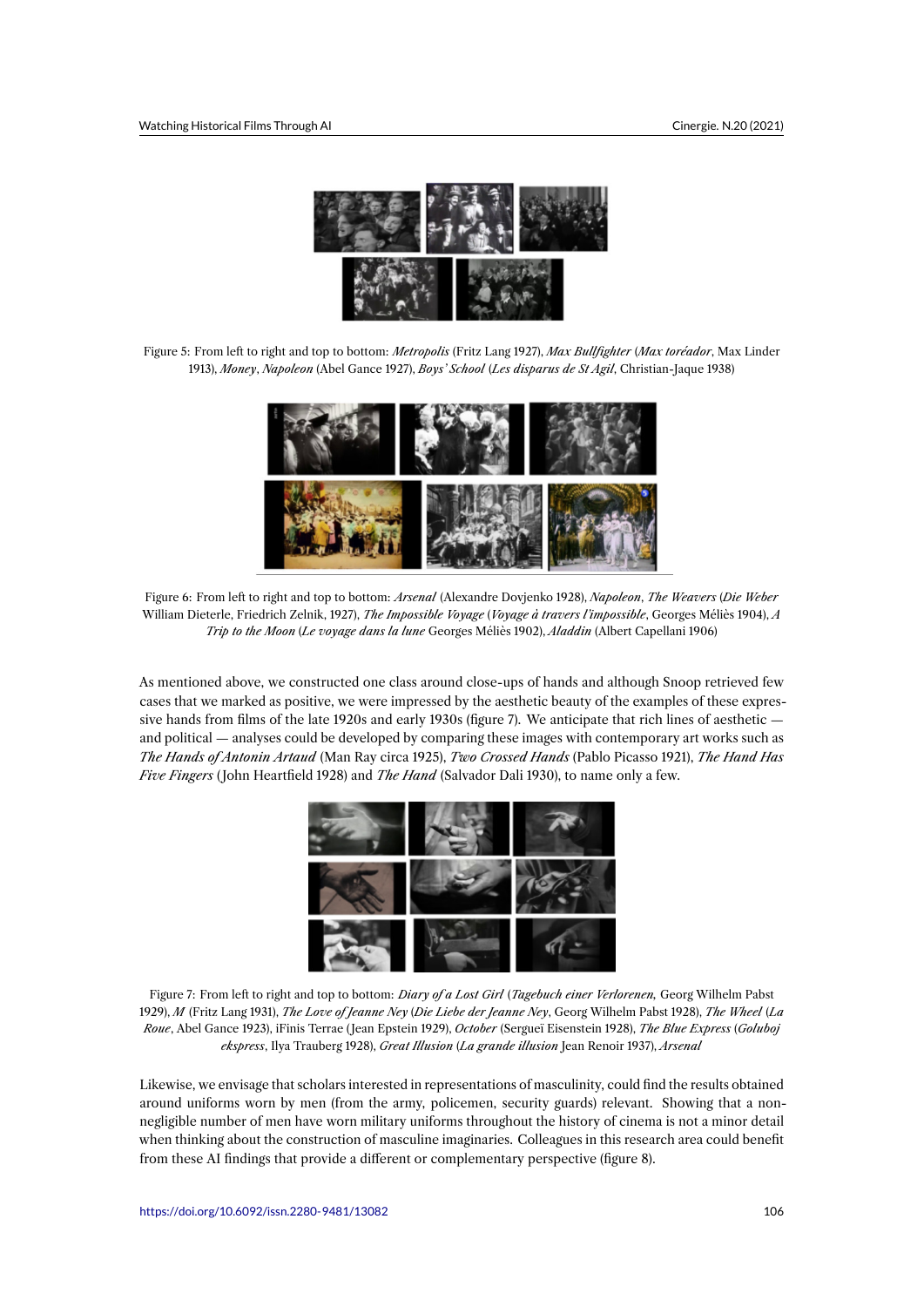Figure 5: From left to right and top to bottom: *Metropolis* (Fritz Lang 1927), *Max Bullfighter* (*Max toréador*, Max Linder 1913), *Money*, *Napoleon* (Abel Gance 1927), *Boys' School* (*Les disparus de St Agil*, Christian-Jaque 1938)

Figure 6: From left to right and top to bottom: *Arsenal* (Alexandre Dovjenko 1928), *Napoleon*, *The Weavers* (*Die Weber* William Dieterle, Friedrich Zelnik, 1927), *The Impossible Voyage* (*Voyage à travers l'impossible*, Georges Méliès 1904), *A Trip to the Moon* (*Le voyage dans la lune* Georges Méliès 1902), *Aladdin* (Albert Capellani 1906)

As mentioned above, we constructed one class around close-ups of hands and although Snoop retrieved few cases that we marked as positive, we were impressed by the aesthetic beauty of the examples of these expressive hands from films of the late 1920s and early 1930s (figure 7). We anticipate that rich lines of aesthetic — and political — analyses could be developed by comparing these images with contemporary art works such as *The Hands of Antonin Artaud* (Man Ray circa 1925), *Two Crossed Hands* (Pablo Picasso 1921), *The Hand Has Five Fingers* (John Heartfield 1928) and *The Hand* (Salvador Dali 1930), to name only a few.

Figure 7: From left to right and top to bottom: *Diary of a Lost Girl* (*Tagebuch einer Verlorenen*, Georg Wilhelm Pabst 1929), *M* (Fritz Lang 1931), *The Love of Jeanne Ney* (*Die Liebe der Jeanne Ney*, Georg Wilhelm Pabst 1928), *The Wheel* (*La Roue*, Abel Gance 1923), iFinis Terrae (Jean Epstein 1929), *October* (Sergueï Eisenstein 1928), *The Blue Express* (*Goluboj ekspress*, Ilya Trauberg 1928), *Great Illusion* (*La grande illusion* Jean Renoir 1937), *Arsenal*

Likewise, we envisage that scholars interested in representations of masculinity, could find the results obtained around uniforms worn by men (from the army, policemen, security guards) relevant. Showing that a non-negligible number of men have worn military uniforms throughout the history of cinema is not a minor detail when thinking about the construction of masculine imaginaries. Colleagues in this research area could benefit from these AI findings that provide a different or complementary perspective (figure 8).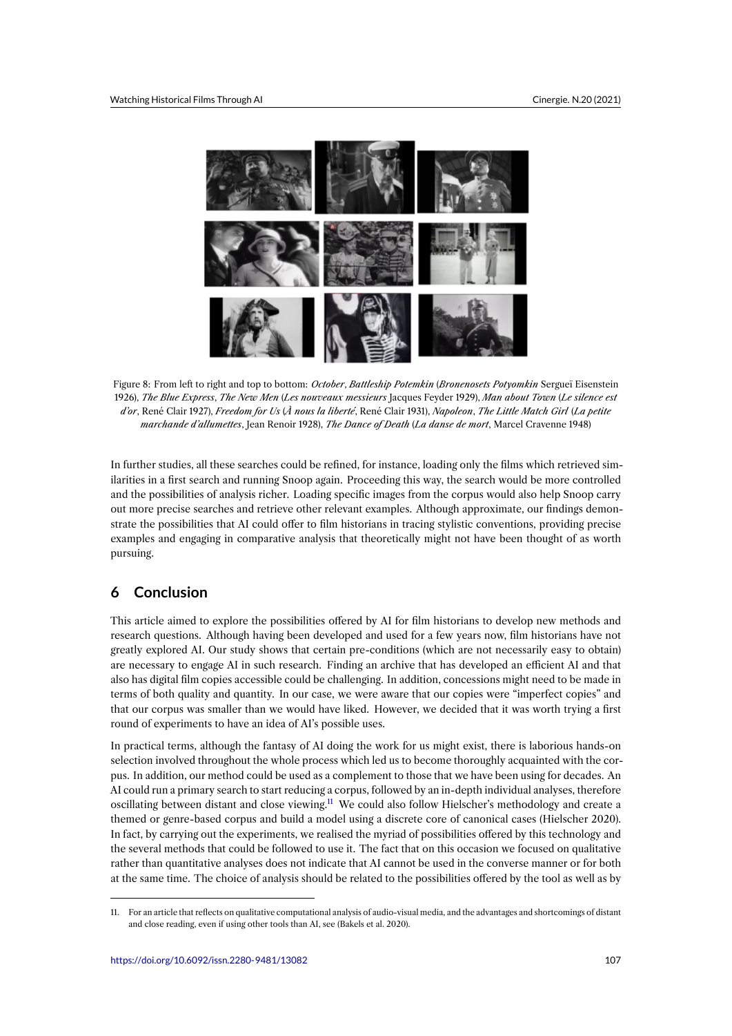Figure 8: From left to right and top to bottom: *October*, *Battleship Potemkin* (*Bronenosets Potyomkin* Sergueï Eisenstein 1926), *The Blue Express*, *The New Men* (*Les nouveaux messieurs* Jacques Feyder 1929), *Man about Town* (*Le silence est d'or*, René Clair 1927), *Freedom for Us* (*À nous la liberté*, René Clair 1931), *Napoleon*, *The Little Match Girl* (*La petite marchande d'allumettes*, Jean Renoir 1928), *The Dance of Death* (*La danse de mort*, Marcel Cravenne 1948)

In further studies, all these searches could be refined, for instance, loading only the films which retrieved similarities in a first search and running Snoop again. Proceeding this way, the search would be more controlled and the possibilities of analysis richer. Loading specific images from the corpus would also help Snoop carry out more precise searches and retrieve other relevant examples. Although approximate, our findings demonstrate the possibilities that AI could offer to film historians in tracing stylistic conventions, providing precise examples and engaging in comparative analysis that theoretically might not have been thought of as worth pursuing.

## 6 Conclusion

This article aimed to explore the possibilities offered by AI for film historians to develop new methods and research questions. Although having been developed and used for a few years now, film historians have not greatly explored AI. Our study shows that certain pre-conditions (which are not necessarily easy to obtain) are necessary to engage AI in such research. Finding an archive that has developed an efficient AI and that also has digital film copies accessible could be challenging. In addition, concessions might need to be made in terms of both quality and quantity. In our case, we were aware that our copies were "imperfect copies" and that our corpus was smaller than we would have liked. However, we decided that it was worth trying a first round of experiments to have an idea of AI's possible uses.

In practical terms, although the fantasy of AI doing the work for us might exist, there is laborious hands-on selection involved throughout the whole process which led us to become thoroughly acquainted with the corpus. In addition, our method could be used as a complement to those that we have been using for decades. An AI could run a primary search to start reducing a corpus, followed by an in-depth individual analyses, therefore oscillating between distant and close viewing.[11] We could also follow Hielscher's methodology and create a themed or genre-based corpus and build a model using a discrete core of canonical cases (Hielscher 2020). In fact, by carrying out the experiments, we realised the myriad of possibilities offered by this technology and the several methods that could be followed to use it. The fact that on this occasion we focused on qualitative rather than quantitative analyses does not indicate that AI cannot be used in the converse manner or for both at the same time. The choice of analysis should be related to the possibilities offered by the tool as well as by

11. For an article that reflects on qualitative computational analysis of audio-visual media, and the advantages and shortcomings of distant and close reading, even if using other tools than AI, see (Bakels et al. 2020).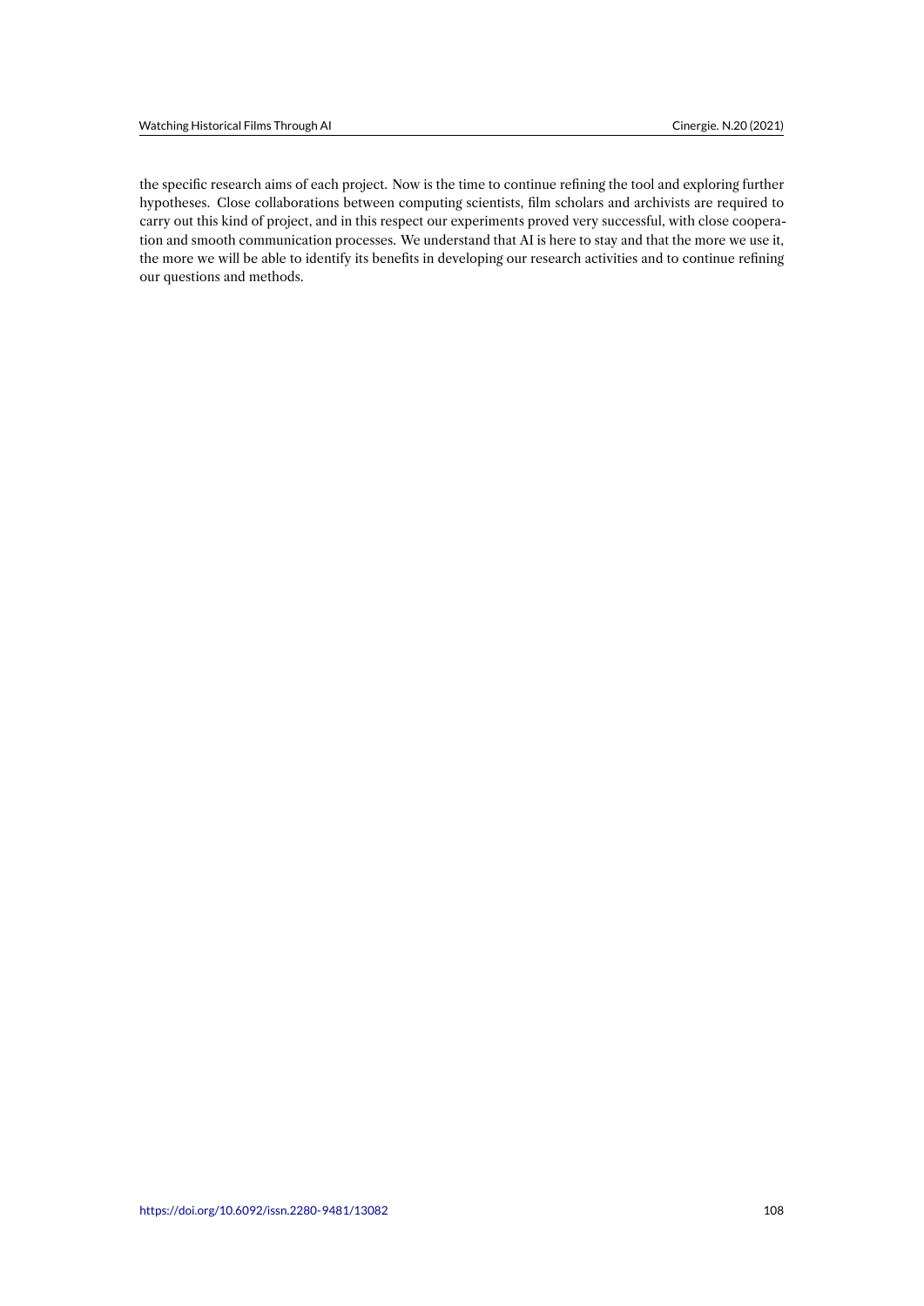the specific research aims of each project. Now is the time to continue refining the tool and exploring further hypotheses. Close collaborations between computing scientists, film scholars and archivists are required to carry out this kind of project, and in this respect our experiments proved very successful, with close cooperation and smooth communication processes. We understand that AI is here to stay and that the more we use it, the more we will be able to identify its benefits in developing our research activities and to continue refining our questions and methods.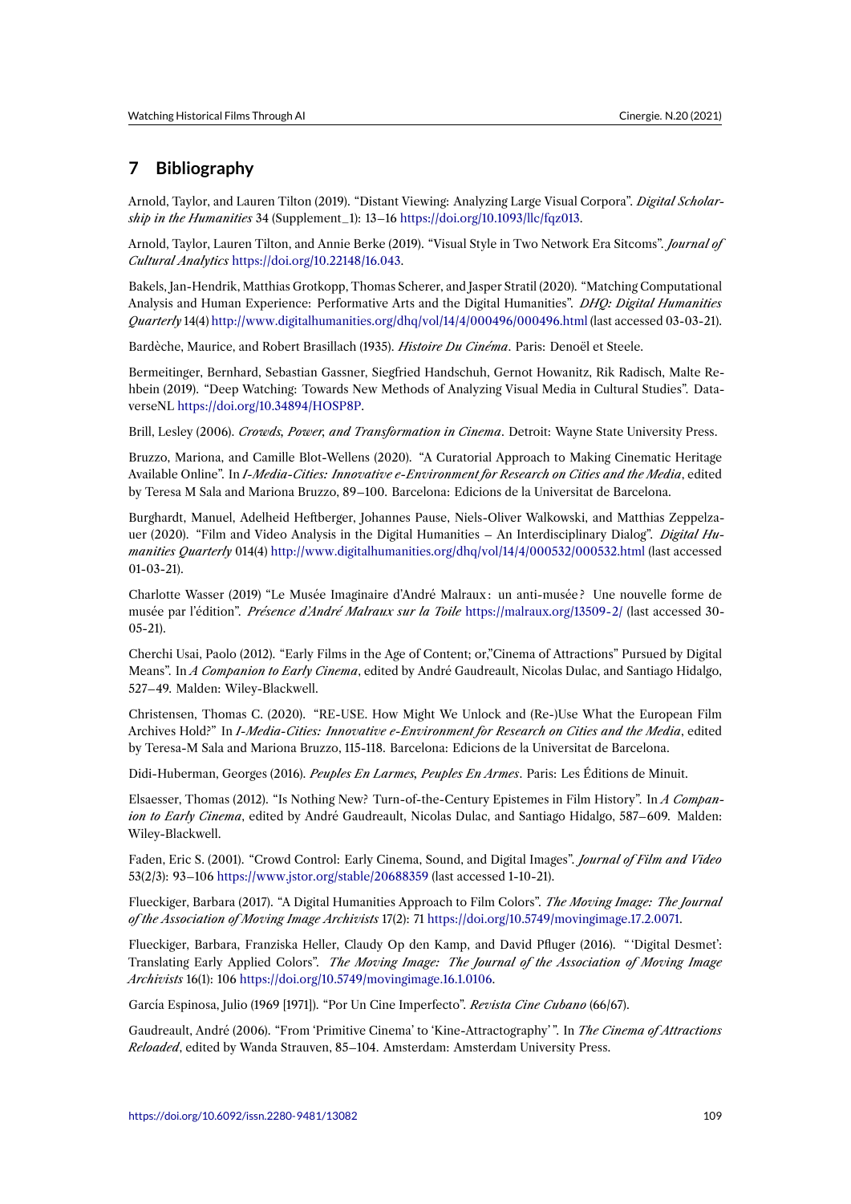## 7 Bibliography

Arnold, Taylor, and Lauren Tilton (2019). "Distant Viewing: Analyzing Large Visual Corpora". *Digital Scholarship in the Humanities* 34 (Supplement_1): 13–16 https://doi.org/10.1093/llc/fqz013.

Arnold, Taylor, Lauren Tilton, and Annie Berke (2019). "Visual Style in Two Network Era Sitcoms". *Journal of Cultural Analytics* https://doi.org/10.22148/16.043.

Bakels, Jan-Hendrik, Matthias Grotkopp, Thomas Scherer, and Jasper Stratil (2020). "Matching Computational Analysis and Human Experience: Performative Arts and the Digital Humanities". *DHQ: Digital Humanities Quarterly* 14(4) http://www.digitalhumanities.org/dhq/vol/14/4/000496/000496.html (last accessed 03-03-21).

Bardèche, Maurice, and Robert Brasillach (1935). *Histoire Du Cinéma*. Paris: Denoël et Steele.

Bermeitinger, Bernhard, Sebastian Gassner, Siegfried Handschuh, Gernot Howanitz, Rik Radisch, Malte Rehbein (2019). "Deep Watching: Towards New Methods of Analyzing Visual Media in Cultural Studies". DataverseNL https://doi.org/10.34894/HOSP8P.

Brill, Lesley (2006). *Crowds, Power, and Transformation in Cinema*. Detroit: Wayne State University Press.

Bruzzo, Mariona, and Camille Blot-Wellens (2020). "A Curatorial Approach to Making Cinematic Heritage Available Online". In *I-Media-Cities: Innovative e-Environment for Research on Cities and the Media*, edited by Teresa M Sala and Mariona Bruzzo, 89–100. Barcelona: Edicions de la Universitat de Barcelona.

Burghardt, Manuel, Adelheid Heftberger, Johannes Pause, Niels-Oliver Walkowski, and Matthias Zeppelzauer (2020). "Film and Video Analysis in the Digital Humanities – An Interdisciplinary Dialog". *Digital Humanities Quarterly* 014(4) http://www.digitalhumanities.org/dhq/vol/14/4/000532/000532.html (last accessed 01-03-21).

Charlotte Wasser (2019) "Le Musée Imaginaire d'André Malraux : un anti-musée ? Une nouvelle forme de musée par l'édition". *Présence d'André Malraux sur la Toile* https://malraux.org/13509-2/ (last accessed 30-05-21).

Cherchi Usai, Paolo (2012). "Early Films in the Age of Content; or,"Cinema of Attractions" Pursued by Digital Means". In *A Companion to Early Cinema*, edited by André Gaudreault, Nicolas Dulac, and Santiago Hidalgo, 527–49. Malden: Wiley-Blackwell.

Christensen, Thomas C. (2020). "RE-USE. How Might We Unlock and (Re-)Use What the European Film Archives Hold?" In *I-Media-Cities: Innovative e-Environment for Research on Cities and the Media*, edited by Teresa-M Sala and Mariona Bruzzo, 115-118. Barcelona: Edicions de la Universitat de Barcelona.

Didi-Huberman, Georges (2016). *Peuples En Larmes, Peuples En Armes*. Paris: Les Éditions de Minuit.

Elsaesser, Thomas (2012). "Is Nothing New? Turn-of-the-Century Epistemes in Film History". In *A Companion to Early Cinema*, edited by André Gaudreault, Nicolas Dulac, and Santiago Hidalgo, 587–609. Malden: Wiley-Blackwell.

Faden, Eric S. (2001). "Crowd Control: Early Cinema, Sound, and Digital Images". *Journal of Film and Video* 53(2/3): 93–106 https://www.jstor.org/stable/20688359 (last accessed 1-10-21).

Flueckiger, Barbara (2017). "A Digital Humanities Approach to Film Colors". *The Moving Image: The Journal of the Association of Moving Image Archivists* 17(2): 71 https://doi.org/10.5749/movingimage.17.2.0071.

Flueckiger, Barbara, Franziska Heller, Claudy Op den Kamp, and David Pfluger (2016). "'Digital Desmet': Translating Early Applied Colors". *The Moving Image: The Journal of the Association of Moving Image Archivists* 16(1): 106 https://doi.org/10.5749/movingimage.16.1.0106.

García Espinosa, Julio (1969 [1971]). "Por Un Cine Imperfecto". *Revista Cine Cubano* (66/67).

Gaudreault, André (2006). "From 'Primitive Cinema' to 'Kine-Attractography'". In *The Cinema of Attractions Reloaded*, edited by Wanda Strauven, 85–104. Amsterdam: Amsterdam University Press.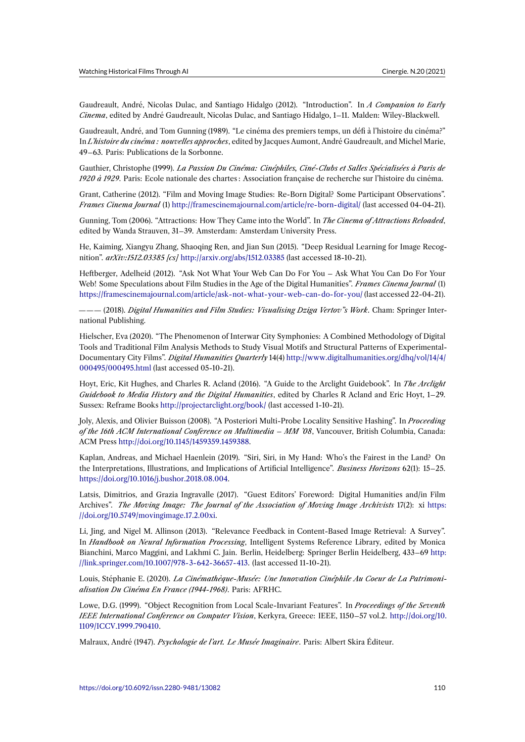Gaudreault, André, Nicolas Dulac, and Santiago Hidalgo (2012). "Introduction". In *A Companion to Early Cinema*, edited by André Gaudreault, Nicolas Dulac, and Santiago Hidalgo, 1–11. Malden: Wiley-Blackwell.

Gaudreault, André, and Tom Gunning (1989). "Le cinéma des premiers temps, un défi à l'histoire du cinéma?" In *L'histoire du cinéma : nouvelles approches*, edited by Jacques Aumont, André Gaudreault, and Michel Marie, 49–63. Paris: Publications de la Sorbonne.

Gauthier, Christophe (1999). *La Passion Du Cinéma: Cinéphiles, Ciné-Clubs et Salles Spécialisées à Paris de 1920 à 1929*. Paris: Ecole nationale des chartes : Association française de recherche sur l'histoire du cinéma.

Grant, Catherine (2012). "Film and Moving Image Studies: Re-Born Digital? Some Participant Observations". *Frames Cinema Journal* (1) http://framescinemajournal.com/article/re-born-digital/ (last accessed 04-04-21).

Gunning, Tom (2006). "Attractions: How They Came into the World". In *The Cinema of Attractions Reloaded*, edited by Wanda Strauven, 31–39. Amsterdam: Amsterdam University Press.

He, Kaiming, Xiangyu Zhang, Shaoqing Ren, and Jian Sun (2015). "Deep Residual Learning for Image Recognition". *arXiv:1512.03385 [cs]* http://arxiv.org/abs/1512.03385 (last accessed 18-10-21).

Heftberger, Adelheid (2012). "Ask Not What Your Web Can Do For You – Ask What You Can Do For Your Web! Some Speculations about Film Studies in the Age of the Digital Humanities". *Frames Cinema Journal* (1) https://framescinemajournal.com/article/ask-not-what-your-web-can-do-for-you/ (last accessed 22-04-21).

——— (2018). *Digital Humanities and Film Studies: Visualising Dziga Vertov's Work*. Cham: Springer International Publishing.

Hielscher, Eva (2020). "The Phenomenon of Interwar City Symphonies: A Combined Methodology of Digital Tools and Traditional Film Analysis Methods to Study Visual Motifs and Structural Patterns of Experimental-Documentary City Films". *Digital Humanities Quarterly* 14(4) http://www.digitalhumanities.org/dhq/vol/14/4/000495/000495.html (last accessed 05-10-21).

Hoyt, Eric, Kit Hughes, and Charles R. Acland (2016). "A Guide to the Arclight Guidebook". In *The Arclight Guidebook to Media History and the Digital Humanities*, edited by Charles R Acland and Eric Hoyt, 1–29. Sussex: Reframe Books http://projectarclight.org/book/ (last accessed 1-10-21).

Joly, Alexis, and Olivier Buisson (2008). "A Posteriori Multi-Probe Locality Sensitive Hashing". In *Proceeding of the 16th ACM International Conference on Multimedia – MM '08*, Vancouver, British Columbia, Canada: ACM Press http://doi.org/10.1145/1459359.1459388.

Kaplan, Andreas, and Michael Haenlein (2019). "Siri, Siri, in My Hand: Who's the Fairest in the Land? On the Interpretations, Illustrations, and Implications of Artificial Intelligence". *Business Horizons* 62(1): 15–25. https://doi.org/10.1016/j.bushor.2018.08.004.

Latsis, Dimitrios, and Grazia Ingravalle (2017). "Guest Editors' Foreword: Digital Humanities and/in Film Archives". *The Moving Image: The Journal of the Association of Moving Image Archivists* 17(2): xi https://doi.org/10.5749/movingimage.17.2.00xi.

Li, Jing, and Nigel M. Allinson (2013). "Relevance Feedback in Content-Based Image Retrieval: A Survey". In *Handbook on Neural Information Processing*, Intelligent Systems Reference Library, edited by Monica Bianchini, Marco Maggini, and Lakhmi C. Jain. Berlin, Heidelberg: Springer Berlin Heidelberg, 433–69 http://link.springer.com/10.1007/978-3-642-36657-413. (last accessed 11-10-21).

Louis, Stéphanie E. (2020). *La Cinémathèque-Musée: Une Innovation Cinéphile Au Coeur de La Patrimonialisation Du Cinéma En France (1944-1968)*. Paris: AFRHC.

Lowe, D.G. (1999). "Object Recognition from Local Scale-Invariant Features". In *Proceedings of the Seventh IEEE International Conference on Computer Vision*, Kerkyra, Greece: IEEE, 1150–57 vol.2. http://doi.org/10.1109/ICCV.1999.790410.

Malraux, André (1947). *Psychologie de l'art. Le Musée Imaginaire*. Paris: Albert Skira Éditeur.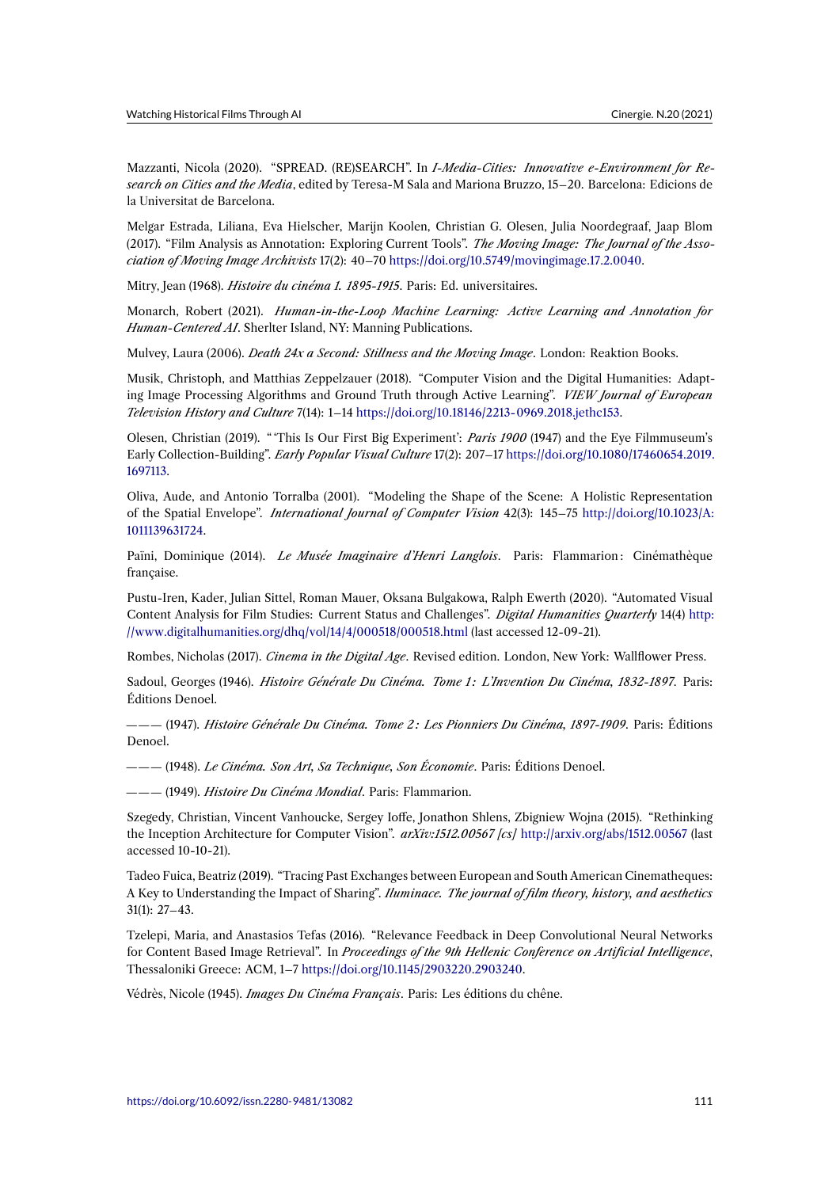Mazzanti, Nicola (2020). "SPREAD. (RE)SEARCH". In *I-Media-Cities: Innovative e-Environment for Research on Cities and the Media*, edited by Teresa-M Sala and Mariona Bruzzo, 15–20. Barcelona: Edicions de la Universitat de Barcelona.

Melgar Estrada, Liliana, Eva Hielscher, Marijn Koolen, Christian G. Olesen, Julia Noordegraaf, Jaap Blom (2017). "Film Analysis as Annotation: Exploring Current Tools". *The Moving Image: The Journal of the Association of Moving Image Archivists* 17(2): 40–70 https://doi.org/10.5749/movingimage.17.2.0040.

Mitry, Jean (1968). *Histoire du cinéma 1. 1895-1915*. Paris: Ed. universitaires.

Monarch, Robert (2021). *Human-in-the-Loop Machine Learning: Active Learning and Annotation for Human-Centered AI*. Sherlter Island, NY: Manning Publications.

Mulvey, Laura (2006). *Death 24x a Second: Stillness and the Moving Image*. London: Reaktion Books.

Musik, Christoph, and Matthias Zeppelzauer (2018). "Computer Vision and the Digital Humanities: Adapting Image Processing Algorithms and Ground Truth through Active Learning". *VIEW Journal of European Television History and Culture* 7(14): 1–14 https://doi.org/10.18146/2213-0969.2018.jethc153.

Olesen, Christian (2019). "'This Is Our First Big Experiment': *Paris 1900* (1947) and the Eye Filmmuseum's Early Collection-Building". *Early Popular Visual Culture* 17(2): 207–17 https://doi.org/10.1080/17460654.2019.1697113.

Oliva, Aude, and Antonio Torralba (2001). "Modeling the Shape of the Scene: A Holistic Representation of the Spatial Envelope". *International Journal of Computer Vision* 42(3): 145–75 http://doi.org/10.1023/A:1011139631724.

Païni, Dominique (2014). *Le Musée Imaginaire d'Henri Langlois*. Paris: Flammarion : Cinémathèque française.

Pustu-Iren, Kader, Julian Sittel, Roman Mauer, Oksana Bulgakowa, Ralph Ewerth (2020). "Automated Visual Content Analysis for Film Studies: Current Status and Challenges". *Digital Humanities Quarterly* 14(4) http://www.digitalhumanities.org/dhq/vol/14/4/000518/000518.html (last accessed 12-09-21).

Rombes, Nicholas (2017). *Cinema in the Digital Age*. Revised edition. London, New York: Wallflower Press.

Sadoul, Georges (1946). *Histoire Générale Du Cinéma. Tome 1 : L'Invention Du Cinéma, 1832-1897*. Paris: Éditions Denoel.

——— (1947). *Histoire Générale Du Cinéma. Tome 2 : Les Pionniers Du Cinéma, 1897-1909*. Paris: Éditions Denoel.

——— (1948). *Le Cinéma. Son Art, Sa Technique, Son Économie*. Paris: Éditions Denoel.

——— (1949). *Histoire Du Cinéma Mondial*. Paris: Flammarion.

Szegedy, Christian, Vincent Vanhoucke, Sergey Ioffe, Jonathon Shlens, Zbigniew Wojna (2015). "Rethinking the Inception Architecture for Computer Vision". *arXiv:1512.00567 [cs]* http://arxiv.org/abs/1512.00567 (last accessed 10-10-21).

Tadeo Fuica, Beatriz (2019). "Tracing Past Exchanges between European and South American Cinematheques: A Key to Understanding the Impact of Sharing". *Iluminace. The journal of film theory, history, and aesthetics* 31(1): 27–43.

Tzelepi, Maria, and Anastasios Tefas (2016). "Relevance Feedback in Deep Convolutional Neural Networks for Content Based Image Retrieval". In *Proceedings of the 9th Hellenic Conference on Artificial Intelligence*, Thessaloniki Greece: ACM, 1–7 https://doi.org/10.1145/2903220.2903240.

Védrès, Nicole (1945). *Images Du Cinéma Français*. Paris: Les éditions du chêne.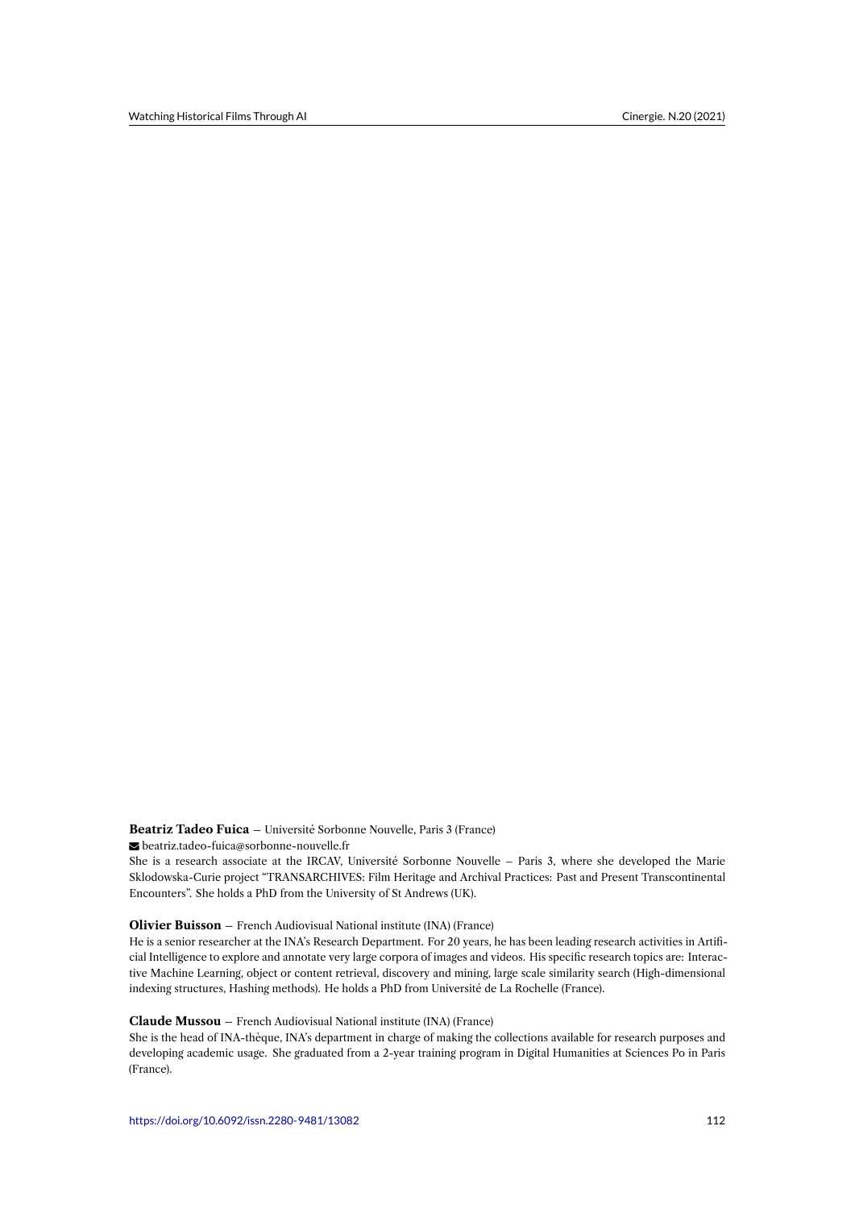**Beatriz Tadeo Fuica** – Université Sorbonne Nouvelle, Paris 3 (France)

beatriz.tadeo-fuica@sorbonne-nouvelle.fr

She is a research associate at the IRCAV, Université Sorbonne Nouvelle – Paris 3, where she developed the Marie Sklodowska-Curie project “TRANSARCHIVES: Film Heritage and Archival Practices: Past and Present Transcontinental Encounters”. She holds a PhD from the University of St Andrews (UK).

**Olivier Buisson** – French Audiovisual National institute (INA) (France)

He is a senior researcher at the INA’s Research Department. For 20 years, he has been leading research activities in Artificial Intelligence to explore and annotate very large corpora of images and videos. His specific research topics are: Interactive Machine Learning, object or content retrieval, discovery and mining, large scale similarity search (High-dimensional indexing structures, Hashing methods). He holds a PhD from Université de La Rochelle (France).

**Claude Mussou** – French Audiovisual National institute (INA) (France)

She is the head of INA-thèque, INA’s department in charge of making the collections available for research purposes and developing academic usage. She graduated from a 2-year training program in Digital Humanities at Sciences Po in Paris (France).